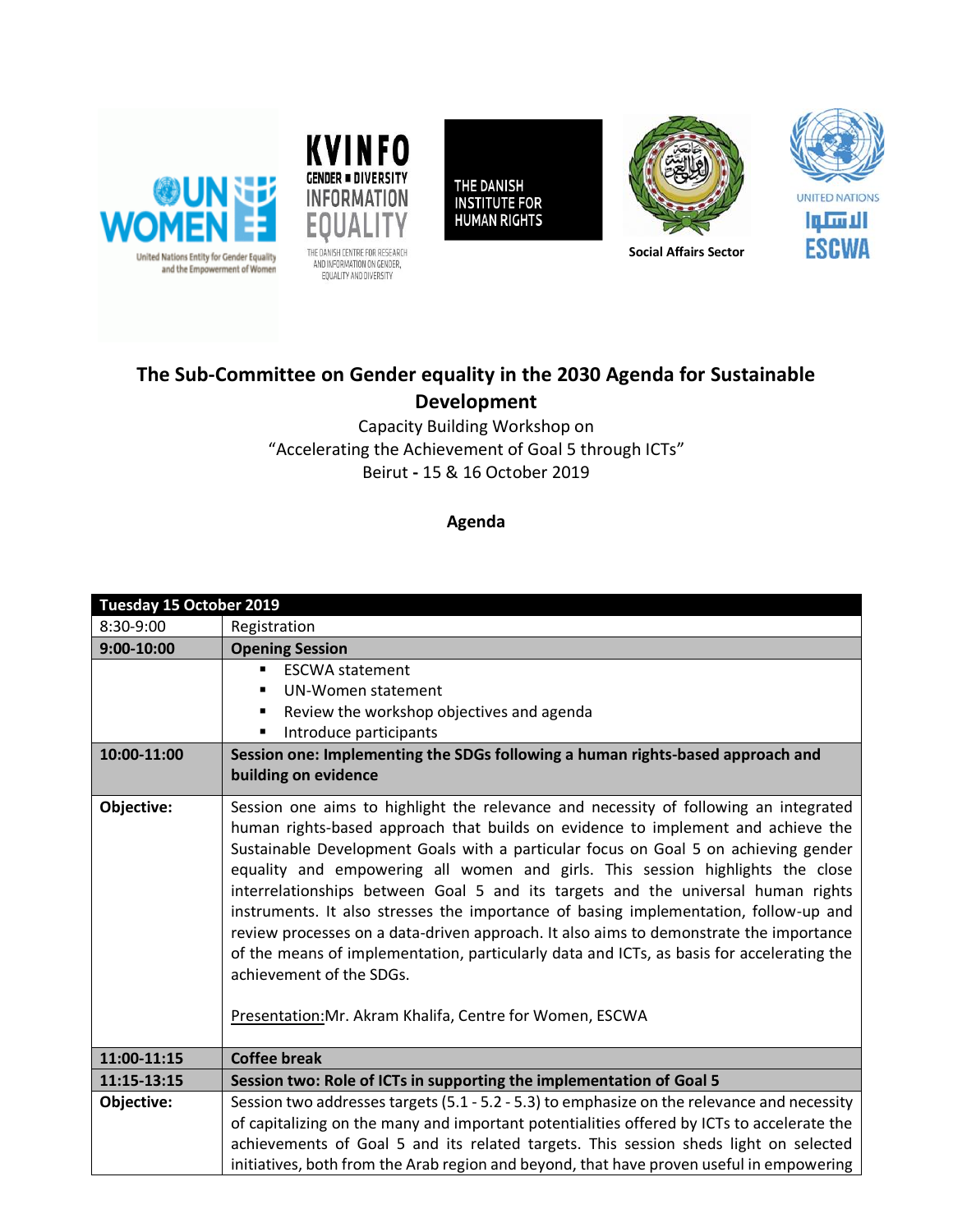UN WOMEN — United Nations Entity for Gender Equality and the Empowerment of Women

KVINFO — GENDER ■ DIVERSITY INFORMATION EQUALITY — THE DANISH CENTRE FOR RESEARCH AND INFORMATION ON GENDER, EQUALITY AND DIVERSITY

THE DANISH INSTITUTE FOR HUMAN RIGHTS

Social Affairs Sector

UNITED NATIONS الاسكوا ESCWA

## The Sub-Committee on Gender equality in the 2030 Agenda for Sustainable Development

Capacity Building Workshop on
"Accelerating the Achievement of Goal 5 through ICTs"
Beirut - 15 & 16 October 2019

**Agenda**

| **Tuesday 15 October 2019** | |
|---|---|
| 8:30-9:00 | Registration |
| **9:00-10:00** | **Opening Session** |
| | ▪ ESCWA statement<br>▪ UN-Women statement<br>▪ Review the workshop objectives and agenda<br>▪ Introduce participants |
| **10:00-11:00** | **Session one: Implementing the SDGs following a human rights-based approach and building on evidence** |
| **Objective:** | Session one aims to highlight the relevance and necessity of following an integrated human rights-based approach that builds on evidence to implement and achieve the Sustainable Development Goals with a particular focus on Goal 5 on achieving gender equality and empowering all women and girls. This session highlights the close interrelationships between Goal 5 and its targets and the universal human rights instruments. It also stresses the importance of basing implementation, follow-up and review processes on a data-driven approach. It also aims to demonstrate the importance of the means of implementation, particularly data and ICTs, as basis for accelerating the achievement of the SDGs.<br><br>Presentation:Mr. Akram Khalifa, Centre for Women, ESCWA |
| **11:00-11:15** | **Coffee break** |
| **11:15-13:15** | **Session two: Role of ICTs in supporting the implementation of Goal 5** |
| **Objective:** | Session two addresses targets (5.1 - 5.2 - 5.3) to emphasize on the relevance and necessity of capitalizing on the many and important potentialities offered by ICTs to accelerate the achievements of Goal 5 and its related targets. This session sheds light on selected initiatives, both from the Arab region and beyond, that have proven useful in empowering |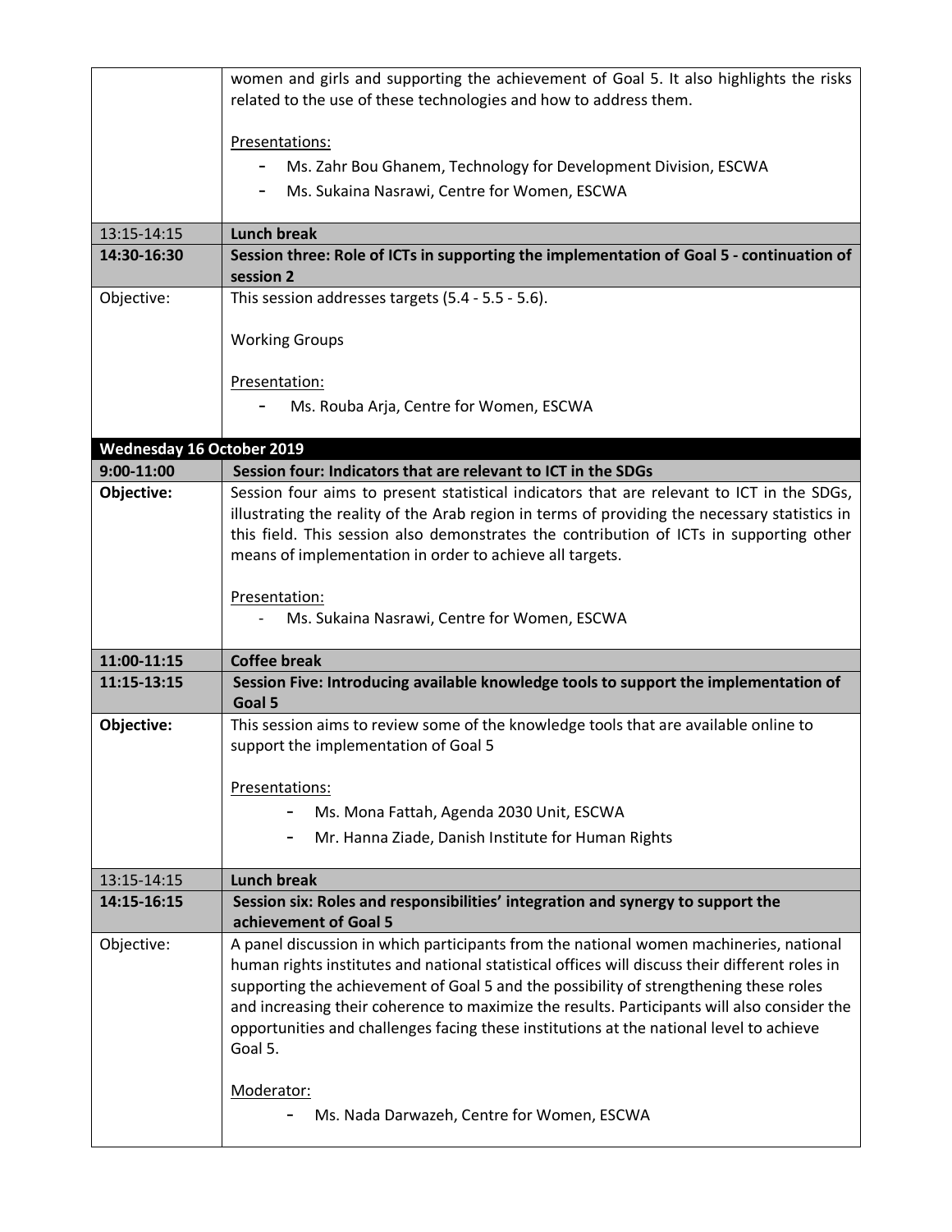| | |
|---|---|
| | women and girls and supporting the achievement of Goal 5. It also highlights the risks related to the use of these technologies and how to address them.<br><br>Presentations:<br>- Ms. Zahr Bou Ghanem, Technology for Development Division, ESCWA<br>- Ms. Sukaina Nasrawi, Centre for Women, ESCWA |
| 13:15-14:15 | **Lunch break** |
| **14:30-16:30** | **Session three: Role of ICTs in supporting the implementation of Goal 5 - continuation of session 2** |
| Objective: | This session addresses targets (5.4 - 5.5 - 5.6).<br><br>Working Groups<br><br>Presentation:<br>- Ms. Rouba Arja, Centre for Women, ESCWA |
| **Wednesday 16 October 2019** | |
| **9:00-11:00** | **Session four: Indicators that are relevant to ICT in the SDGs** |
| **Objective:** | Session four aims to present statistical indicators that are relevant to ICT in the SDGs, illustrating the reality of the Arab region in terms of providing the necessary statistics in this field. This session also demonstrates the contribution of ICTs in supporting other means of implementation in order to achieve all targets.<br><br>Presentation:<br>- Ms. Sukaina Nasrawi, Centre for Women, ESCWA |
| **11:00-11:15** | **Coffee break** |
| **11:15-13:15** | **Session Five: Introducing available knowledge tools to support the implementation of Goal 5** |
| **Objective:** | This session aims to review some of the knowledge tools that are available online to support the implementation of Goal 5<br><br>Presentations:<br>- Ms. Mona Fattah, Agenda 2030 Unit, ESCWA<br>- Mr. Hanna Ziade, Danish Institute for Human Rights |
| 13:15-14:15 | **Lunch break** |
| **14:15-16:15** | **Session six: Roles and responsibilities' integration and synergy to support the achievement of Goal 5** |
| Objective: | A panel discussion in which participants from the national women machineries, national human rights institutes and national statistical offices will discuss their different roles in supporting the achievement of Goal 5 and the possibility of strengthening these roles and increasing their coherence to maximize the results. Participants will also consider the opportunities and challenges facing these institutions at the national level to achieve Goal 5.<br><br>Moderator:<br>- Ms. Nada Darwazeh, Centre for Women, ESCWA |